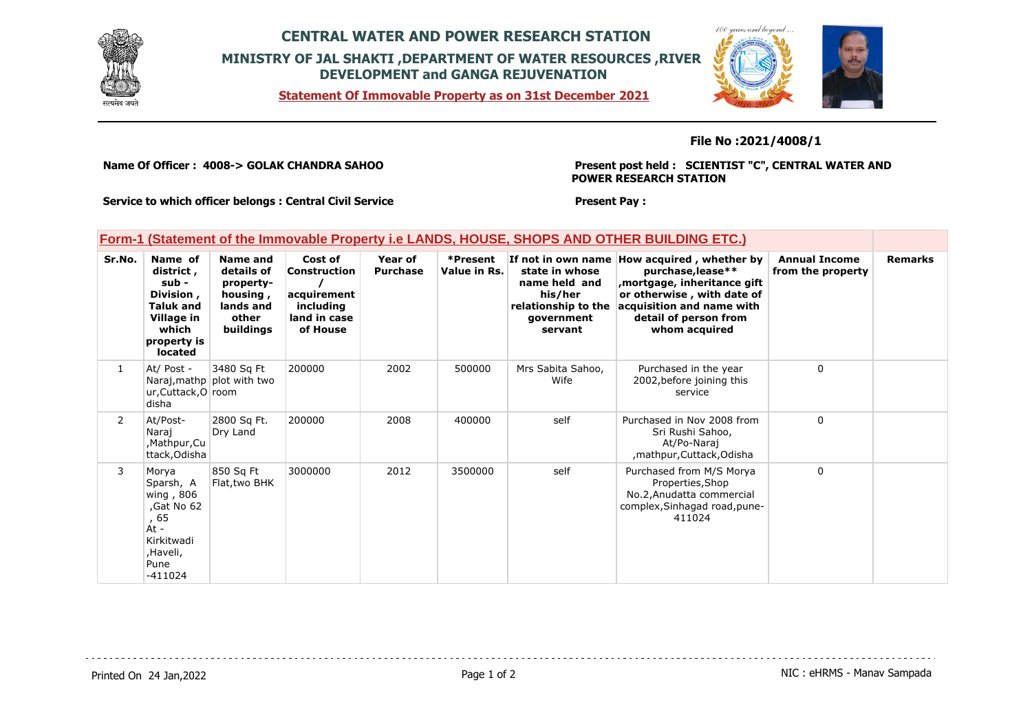# CENTRAL WATER AND POWER RESEARCH STATION

## MINISTRY OF JAL SHAKTI ,DEPARTMENT OF WATER RESOURCES ,RIVER DEVELOPMENT and GANGA REJUVENATION

**Statement Of Immovable Property as on 31st December 2021**

**File No :2021/4008/1**

**Name Of Officer : 4008-> GOLAK CHANDRA SAHOO**

**Present post held : SCIENTIST "C", CENTRAL WATER AND POWER RESEARCH STATION**

**Service to which officer belongs : Central Civil Service**

**Present Pay :**

## Form-1 (Statement of the Immovable Property i.e LANDS, HOUSE, SHOPS AND OTHER BUILDING ETC.)

| Sr.No. | Name of district , sub - Division , Taluk and Village in which property is located | Name and details of property- housing , lands and other buildings | Cost of Construction / acquirement including land in case of House | Year of Purchase | *Present Value in Rs. | If not in own name state in whose name held and his/her relationship to the government servant | How acquired , whether by purchase,lease** ,mortgage, inheritance gift or otherwise , with date of acquisition and name with detail of person from whom acquired | Annual Income from the property | Remarks |
|---|---|---|---|---|---|---|---|---|---|
| 1 | At/ Post - Naraj,mathpur,Cuttack,Odisha | 3480 Sq Ft plot with two room | 200000 | 2002 | 500000 | Mrs Sabita Sahoo, Wife | Purchased in the year 2002,before joining this service | 0 | |
| 2 | At/Post- Naraj ,Mathpur,Cuttack,Odisha | 2800 Sq Ft. Dry Land | 200000 | 2008 | 400000 | self | Purchased in Nov 2008 from Sri Rushi Sahoo, At/Po-Naraj ,mathpur,Cuttack,Odisha | 0 | |
| 3 | Morya Sparsh, A wing , 806 ,Gat No 62 , 65 At - Kirkitwadi ,Haveli, Pune -411024 | 850 Sq Ft Flat,two BHK | 3000000 | 2012 | 3500000 | self | Purchased from M/S Morya Properties,Shop No.2,Anudatta commercial complex,Sinhagad road,pune-411024 | 0 | |

Printed On 24 Jan,2022

NIC : eHRMS - Manav Sampada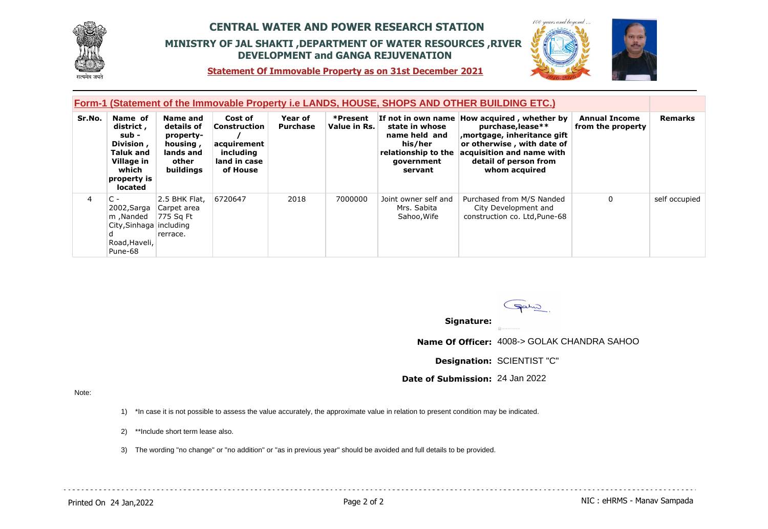# CENTRAL WATER AND POWER RESEARCH STATION

## MINISTRY OF JAL SHAKTI ,DEPARTMENT OF WATER RESOURCES ,RIVER DEVELOPMENT and GANGA REJUVENATION

**Statement Of Immovable Property as on 31st December 2021**

### Form-1 (Statement of the Immovable Property i.e LANDS, HOUSE, SHOPS AND OTHER BUILDING ETC.)

| Sr.No. | Name of district , sub - Division , Taluk and Village in which property is located | Name and details of property- housing , lands and other buildings | Cost of Construction / acquirement including land in case of House | Year of Purchase | *Present Value in Rs. | If not in own name state in whose name held and his/her relationship to the government servant | How acquired , whether by purchase,lease** ,mortgage, inheritance gift or otherwise , with date of acquisition and name with detail of person from whom acquired | Annual Income from the property | Remarks |
|---|---|---|---|---|---|---|---|---|---|
| 4 | C - 2002,Sargam ,Nanded City,Sinhagad Road,Haveli, Pune-68 | 2.5 BHK Flat, Carpet area 775 Sq Ft including rerrace. | 6720647 | 2018 | 7000000 | Joint owner self and Mrs. Sabita Sahoo,Wife | Purchased from M/S Nanded City Development and construction co. Ltd,Pune-68 | 0 | self occupied |

**Signature:**

**Name Of Officer:** 4008-> GOLAK CHANDRA SAHOO

**Designation:** SCIENTIST "C"

**Date of Submission:** 24 Jan 2022

Note:

1) *In case it is not possible to assess the value accurately, the approximate value in relation to present condition may be indicated.

2) **Include short term lease also.

3) The wording "no change" or "no addition" or "as in previous year" should be avoided and full details to be provided.

Printed On 24 Jan,2022

NIC : eHRMS - Manav Sampada